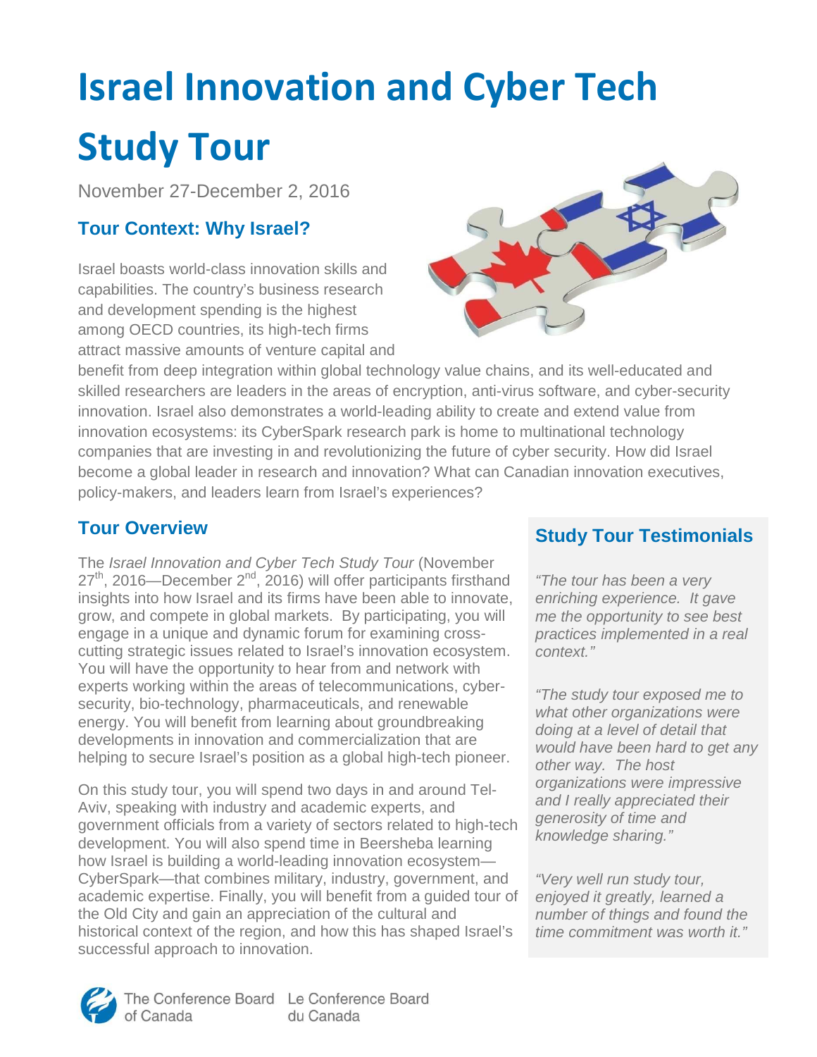# Israel Innovation and Cyber Tech Study Tour

November 27-December 2, 2016

## Tour Context: Why Israel?

Israel boasts world-class innovation skills and capabilities. The country's business research and development spending is the highest among OECD countries, its high-tech firms attract massive amounts of venture capital and benefit from deep integration within global technology value chains, and its well-educated and skilled researchers are leaders in the areas of encryption, anti-virus software, and cyber-security innovation. Israel also demonstrates a world-leading ability to create and extend value from innovation ecosystems: its CyberSpark research park is home to multinational technology companies that are investing in and revolutionizing the future of cyber security. How did Israel become a global leader in research and innovation? What can Canadian innovation executives, policy-makers, and leaders learn from Israel's experiences?

## Tour Overview

The *Israel Innovation and Cyber Tech Study Tour* (November 27th, 2016—December 2nd, 2016) will offer participants firsthand insights into how Israel and its firms have been able to innovate, grow, and compete in global markets. By participating, you will engage in a unique and dynamic forum for examining cross-cutting strategic issues related to Israel's innovation ecosystem. You will have the opportunity to hear from and network with experts working within the areas of telecommunications, cyber-security, bio-technology, pharmaceuticals, and renewable energy. You will benefit from learning about groundbreaking developments in innovation and commercialization that are helping to secure Israel's position as a global high-tech pioneer.

On this study tour, you will spend two days in and around Tel-Aviv, speaking with industry and academic experts, and government officials from a variety of sectors related to high-tech development. You will also spend time in Beersheba learning how Israel is building a world-leading innovation ecosystem—CyberSpark—that combines military, industry, government, and academic expertise. Finally, you will benefit from a guided tour of the Old City and gain an appreciation of the cultural and historical context of the region, and how this has shaped Israel's successful approach to innovation.

## Study Tour Testimonials

*"The tour has been a very enriching experience. It gave me the opportunity to see best practices implemented in a real context."*

*"The study tour exposed me to what other organizations were doing at a level of detail that would have been hard to get any other way. The host organizations were impressive and I really appreciated their generosity of time and knowledge sharing."*

*"Very well run study tour, enjoyed it greatly, learned a number of things and found the time commitment was worth it."*

The Conference Board of Canada Le Conference Board du Canada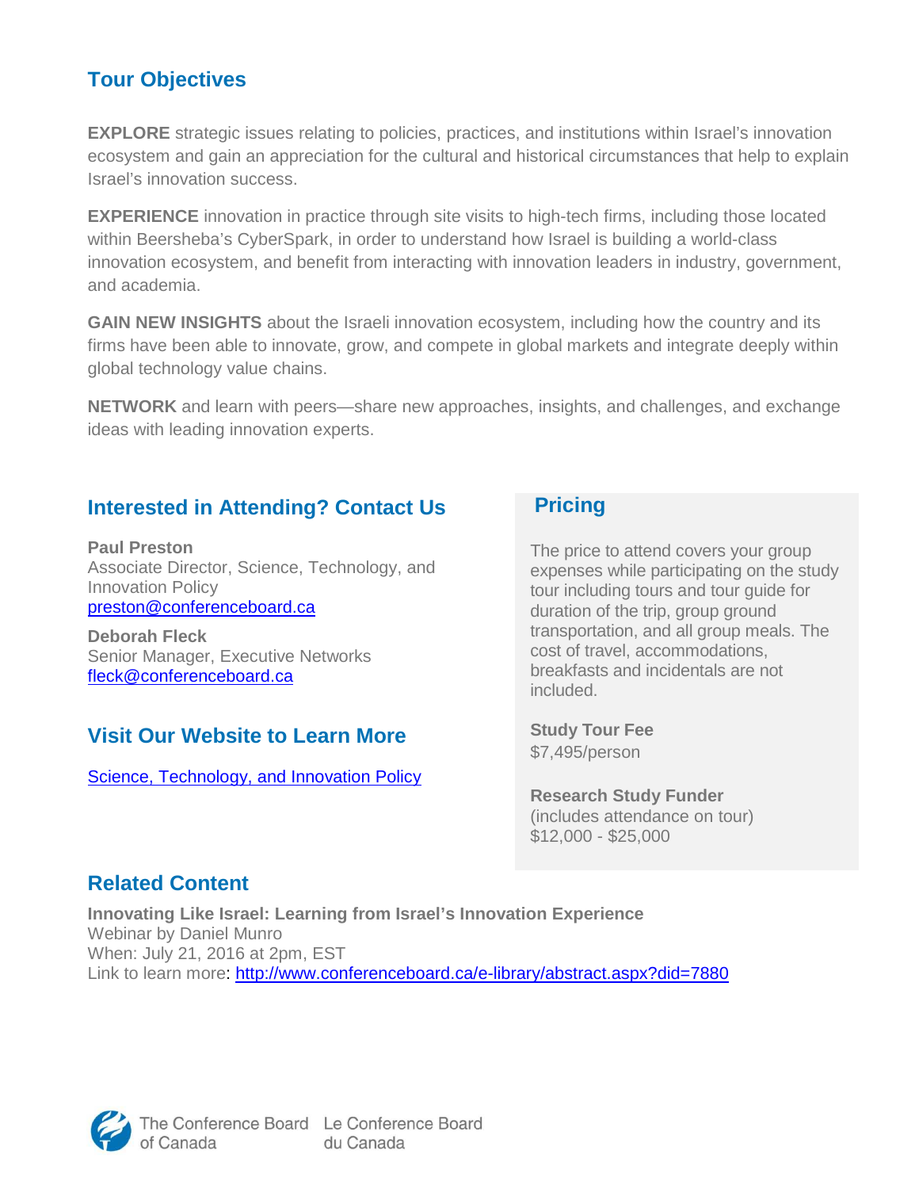## Tour Objectives

**EXPLORE** strategic issues relating to policies, practices, and institutions within Israel's innovation ecosystem and gain an appreciation for the cultural and historical circumstances that help to explain Israel's innovation success.

**EXPERIENCE** innovation in practice through site visits to high-tech firms, including those located within Beersheba's CyberSpark, in order to understand how Israel is building a world-class innovation ecosystem, and benefit from interacting with innovation leaders in industry, government, and academia.

**GAIN NEW INSIGHTS** about the Israeli innovation ecosystem, including how the country and its firms have been able to innovate, grow, and compete in global markets and integrate deeply within global technology value chains.

**NETWORK** and learn with peers—share new approaches, insights, and challenges, and exchange ideas with leading innovation experts.

## Interested in Attending? Contact Us

**Paul Preston**
Associate Director, Science, Technology, and Innovation Policy
preston@conferenceboard.ca

**Deborah Fleck**
Senior Manager, Executive Networks
fleck@conferenceboard.ca

## Visit Our Website to Learn More

Science, Technology, and Innovation Policy

## Pricing

The price to attend covers your group expenses while participating on the study tour including tours and tour guide for duration of the trip, group ground transportation, and all group meals. The cost of travel, accommodations, breakfasts and incidentals are not included.

**Study Tour Fee**
$7,495/person

**Research Study Funder**
(includes attendance on tour)
$12,000 - $25,000

## Related Content

**Innovating Like Israel: Learning from Israel's Innovation Experience**
Webinar by Daniel Munro
When: July 21, 2016 at 2pm, EST
Link to learn more: http://www.conferenceboard.ca/e-library/abstract.aspx?did=7880

The Conference Board of Canada | Le Conference Board du Canada